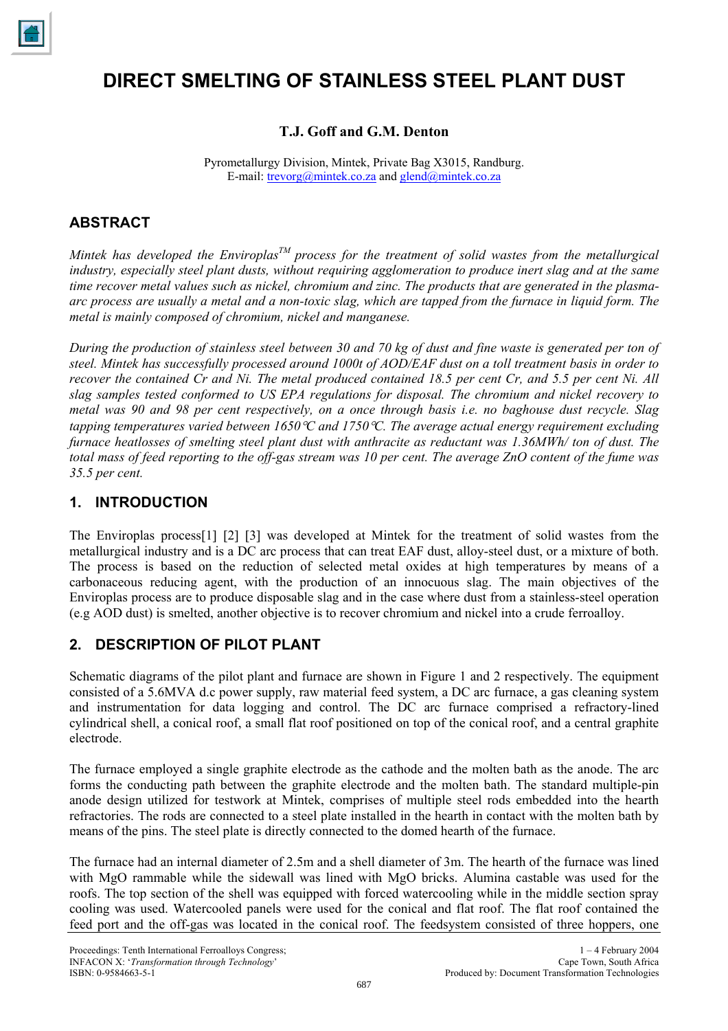# DIRECT SMELTING OF STAINLESS STEEL PLANT DUST

**T.J. Goff and G.M. Denton**

Pyrometallurgy Division, Mintek, Private Bag X3015, Randburg.
E-mail: trevorg@mintek.co.za and glend@mintek.co.za

## ABSTRACT

*Mintek has developed the Enviroplas™ process for the treatment of solid wastes from the metallurgical industry, especially steel plant dusts, without requiring agglomeration to produce inert slag and at the same time recover metal values such as nickel, chromium and zinc. The products that are generated in the plasma-arc process are usually a metal and a non-toxic slag, which are tapped from the furnace in liquid form. The metal is mainly composed of chromium, nickel and manganese.*

*During the production of stainless steel between 30 and 70 kg of dust and fine waste is generated per ton of steel. Mintek has successfully processed around 1000t of AOD/EAF dust on a toll treatment basis in order to recover the contained Cr and Ni. The metal produced contained 18.5 per cent Cr, and 5.5 per cent Ni. All slag samples tested conformed to US EPA regulations for disposal. The chromium and nickel recovery to metal was 90 and 98 per cent respectively, on a once through basis i.e. no baghouse dust recycle. Slag tapping temperatures varied between 1650°C and 1750°C. The average actual energy requirement excluding furnace heatlosses of smelting steel plant dust with anthracite as reductant was 1.36MWh/ ton of dust. The total mass of feed reporting to the off-gas stream was 10 per cent. The average ZnO content of the fume was 35.5 per cent.*

## 1. INTRODUCTION

The Enviroplas process[1] [2] [3] was developed at Mintek for the treatment of solid wastes from the metallurgical industry and is a DC arc process that can treat EAF dust, alloy-steel dust, or a mixture of both. The process is based on the reduction of selected metal oxides at high temperatures by means of a carbonaceous reducing agent, with the production of an innocuous slag. The main objectives of the Enviroplas process are to produce disposable slag and in the case where dust from a stainless-steel operation (e.g AOD dust) is smelted, another objective is to recover chromium and nickel into a crude ferroalloy.

## 2. DESCRIPTION OF PILOT PLANT

Schematic diagrams of the pilot plant and furnace are shown in Figure 1 and 2 respectively. The equipment consisted of a 5.6MVA d.c power supply, raw material feed system, a DC arc furnace, a gas cleaning system and instrumentation for data logging and control. The DC arc furnace comprised a refractory-lined cylindrical shell, a conical roof, a small flat roof positioned on top of the conical roof, and a central graphite electrode.

The furnace employed a single graphite electrode as the cathode and the molten bath as the anode. The arc forms the conducting path between the graphite electrode and the molten bath. The standard multiple-pin anode design utilized for testwork at Mintek, comprises of multiple steel rods embedded into the hearth refractories. The rods are connected to a steel plate installed in the hearth in contact with the molten bath by means of the pins. The steel plate is directly connected to the domed hearth of the furnace.

The furnace had an internal diameter of 2.5m and a shell diameter of 3m. The hearth of the furnace was lined with MgO rammable while the sidewall was lined with MgO bricks. Alumina castable was used for the roofs. The top section of the shell was equipped with forced watercooling while in the middle section spray cooling was used. Watercooled panels were used for the conical and flat roof. The flat roof contained the feed port and the off-gas was located in the conical roof. The feedsystem consisted of three hoppers, one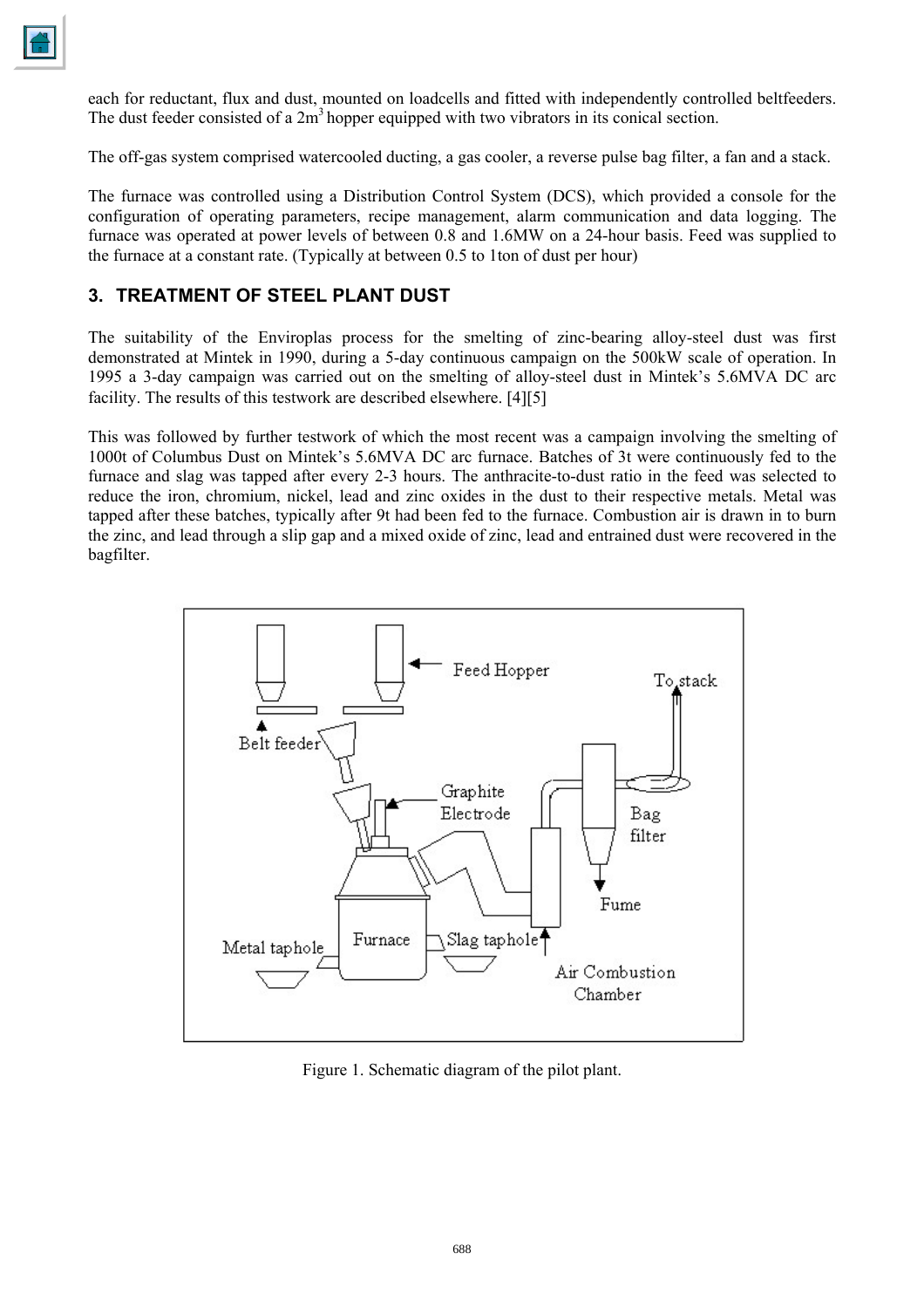each for reductant, flux and dust, mounted on loadcells and fitted with independently controlled beltfeeders. The dust feeder consisted of a 2m$^3$ hopper equipped with two vibrators in its conical section.

The off-gas system comprised watercooled ducting, a gas cooler, a reverse pulse bag filter, a fan and a stack.

The furnace was controlled using a Distribution Control System (DCS), which provided a console for the configuration of operating parameters, recipe management, alarm communication and data logging. The furnace was operated at power levels of between 0.8 and 1.6MW on a 24-hour basis. Feed was supplied to the furnace at a constant rate. (Typically at between 0.5 to 1ton of dust per hour)

## 3. TREATMENT OF STEEL PLANT DUST

The suitability of the Enviroplas process for the smelting of zinc-bearing alloy-steel dust was first demonstrated at Mintek in 1990, during a 5-day continuous campaign on the 500kW scale of operation. In 1995 a 3-day campaign was carried out on the smelting of alloy-steel dust in Mintek's 5.6MVA DC arc facility. The results of this testwork are described elsewhere. [4][5]

This was followed by further testwork of which the most recent was a campaign involving the smelting of 1000t of Columbus Dust on Mintek's 5.6MVA DC arc furnace. Batches of 3t were continuously fed to the furnace and slag was tapped after every 2-3 hours. The anthracite-to-dust ratio in the feed was selected to reduce the iron, chromium, nickel, lead and zinc oxides in the dust to their respective metals. Metal was tapped after these batches, typically after 9t had been fed to the furnace. Combustion air is drawn in to burn the zinc, and lead through a slip gap and a mixed oxide of zinc, lead and entrained dust were recovered in the bagfilter.

Feed Hopper

To stack

Belt feeder

Graphite Electrode

Bag filter

Fume

Metal taphole

Furnace

Slag taphole

Air Combustion Chamber

Figure 1. Schematic diagram of the pilot plant.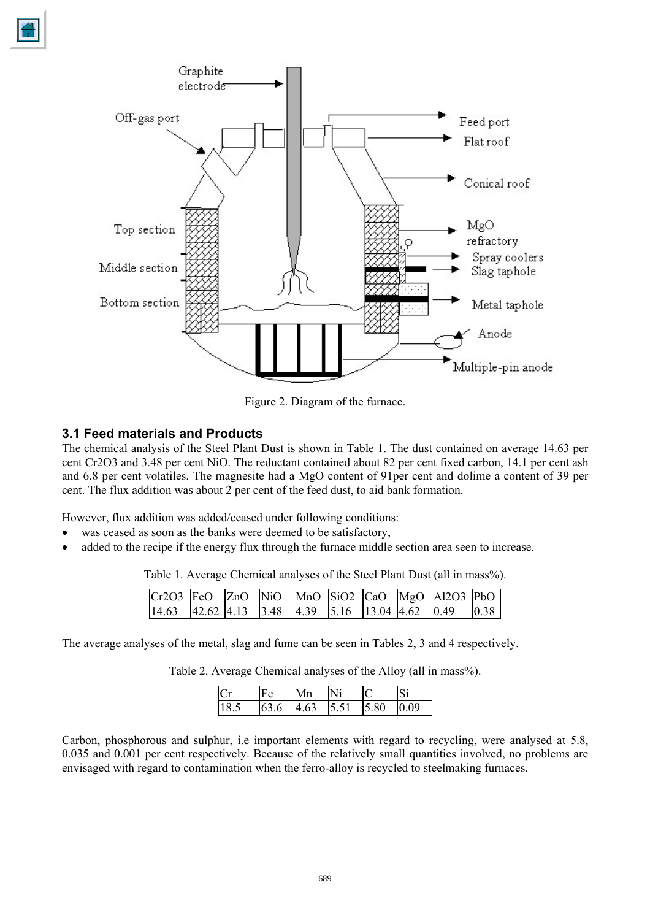Figure 2. Diagram of the furnace.

### 3.1 Feed materials and Products

The chemical analysis of the Steel Plant Dust is shown in Table 1. The dust contained on average 14.63 per cent $Cr_2O_3$ and 3.48 per cent NiO. The reductant contained about 82 per cent fixed carbon, 14.1 per cent ash and 6.8 per cent volatiles. The magnesite had a MgO content of 91per cent and dolime a content of 39 per cent. The flux addition was about 2 per cent of the feed dust, to aid bank formation.

However, flux addition was added/ceased under following conditions:

- was ceased as soon as the banks were deemed to be satisfactory,
- added to the recipe if the energy flux through the furnace middle section area seen to increase.

Table 1. Average Chemical analyses of the Steel Plant Dust (all in mass%).

| $Cr_2O_3$ | FeO | ZnO | NiO | MnO | $SiO_2$ | CaO | MgO | $Al_2O_3$ | PbO |
|---|---|---|---|---|---|---|---|---|---|
| 14.63 | 42.62 | 4.13 | 3.48 | 4.39 | 5.16 | 13.04 | 4.62 | 0.49 | 0.38 |

The average analyses of the metal, slag and fume can be seen in Tables 2, 3 and 4 respectively.

Table 2. Average Chemical analyses of the Alloy (all in mass%).

| Cr | Fe | Mn | Ni | C | Si |
|---|---|---|---|---|---|
| 18.5 | 63.6 | 4.63 | 5.51 | 5.80 | 0.09 |

Carbon, phosphorous and sulphur, i.e important elements with regard to recycling, were analysed at 5.8, 0.035 and 0.001 per cent respectively. Because of the relatively small quantities involved, no problems are envisaged with regard to contamination when the ferro-alloy is recycled to steelmaking furnaces.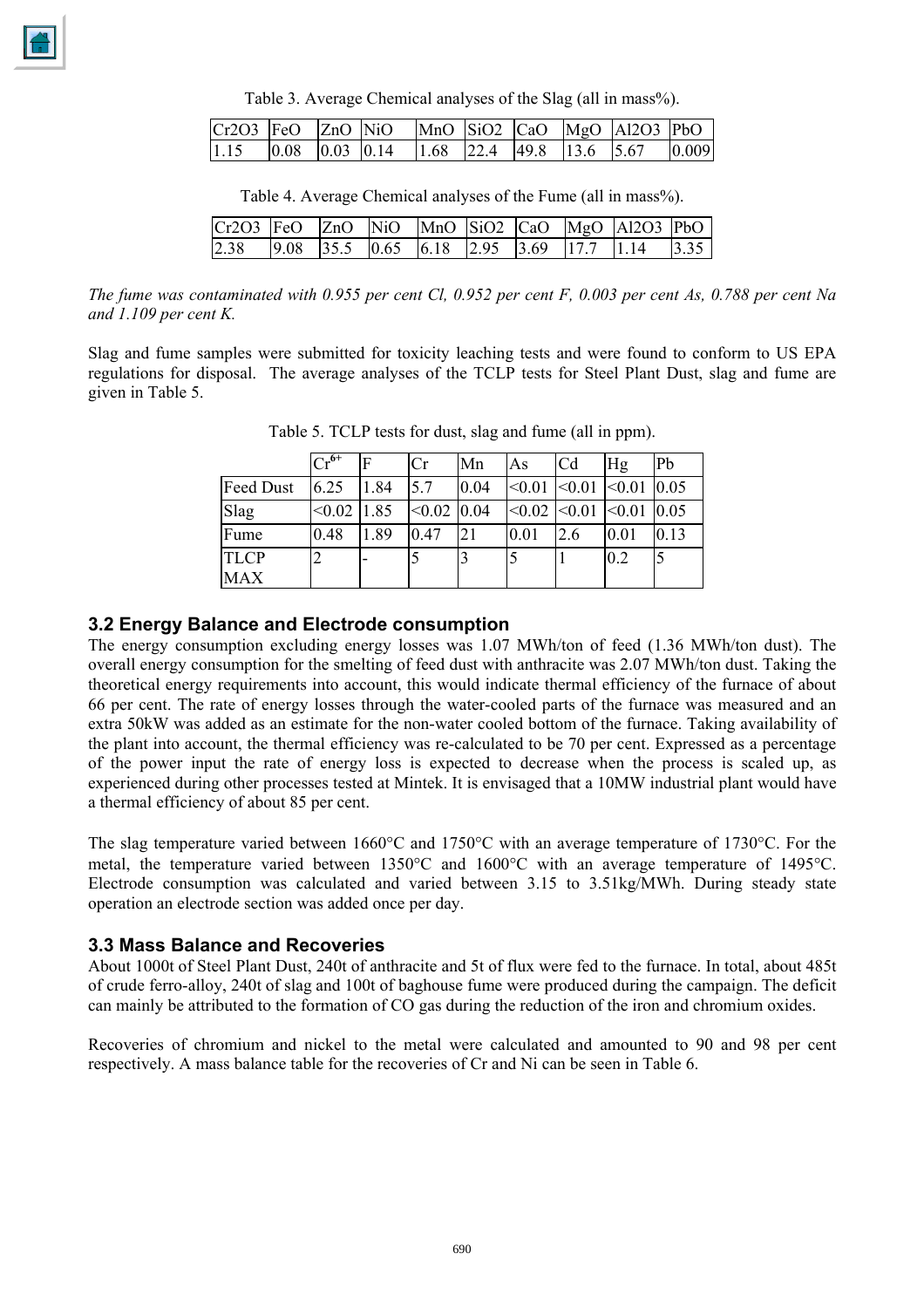Table 3. Average Chemical analyses of the Slag (all in mass%).

| $Cr_2O_3$ | FeO | ZnO | NiO | MnO | $SiO_2$ | CaO | MgO | $Al_2O_3$ | PbO |
|---|---|---|---|---|---|---|---|---|---|
| 1.15 | 0.08 | 0.03 | 0.14 | 1.68 | 22.4 | 49.8 | 13.6 | 5.67 | 0.009 |

Table 4. Average Chemical analyses of the Fume (all in mass%).

| $Cr_2O_3$ | FeO | ZnO | NiO | MnO | $SiO_2$ | CaO | MgO | $Al_2O_3$ | PbO |
|---|---|---|---|---|---|---|---|---|---|
| 2.38 | 9.08 | 35.5 | 0.65 | 6.18 | 2.95 | 3.69 | 17.7 | 1.14 | 3.35 |

*The fume was contaminated with 0.955 per cent Cl, 0.952 per cent F, 0.003 per cent As, 0.788 per cent Na and 1.109 per cent K.*

Slag and fume samples were submitted for toxicity leaching tests and were found to conform to US EPA regulations for disposal. The average analyses of the TCLP tests for Steel Plant Dust, slag and fume are given in Table 5.

Table 5. TCLP tests for dust, slag and fume (all in ppm).

| | $Cr^{6+}$ | F | Cr | Mn | As | Cd | Hg | Pb |
|---|---|---|---|---|---|---|---|---|
| Feed Dust | 6.25 | 1.84 | 5.7 | 0.04 | <0.01 | <0.01 | <0.01 | 0.05 |
| Slag | <0.02 | 1.85 | <0.02 | 0.04 | <0.02 | <0.01 | <0.01 | 0.05 |
| Fume | 0.48 | 1.89 | 0.47 | 21 | 0.01 | 2.6 | 0.01 | 0.13 |
| TLCP MAX | 2 | - | 5 | 3 | 5 | 1 | 0.2 | 5 |

### 3.2 Energy Balance and Electrode consumption

The energy consumption excluding energy losses was 1.07 MWh/ton of feed (1.36 MWh/ton dust). The overall energy consumption for the smelting of feed dust with anthracite was 2.07 MWh/ton dust. Taking the theoretical energy requirements into account, this would indicate thermal efficiency of the furnace of about 66 per cent. The rate of energy losses through the water-cooled parts of the furnace was measured and an extra 50kW was added as an estimate for the non-water cooled bottom of the furnace. Taking availability of the plant into account, the thermal efficiency was re-calculated to be 70 per cent. Expressed as a percentage of the power input the rate of energy loss is expected to decrease when the process is scaled up, as experienced during other processes tested at Mintek. It is envisaged that a 10MW industrial plant would have a thermal efficiency of about 85 per cent.

The slag temperature varied between 1660°C and 1750°C with an average temperature of 1730°C. For the metal, the temperature varied between 1350°C and 1600°C with an average temperature of 1495°C. Electrode consumption was calculated and varied between 3.15 to 3.51kg/MWh. During steady state operation an electrode section was added once per day.

### 3.3 Mass Balance and Recoveries

About 1000t of Steel Plant Dust, 240t of anthracite and 5t of flux were fed to the furnace. In total, about 485t of crude ferro-alloy, 240t of slag and 100t of baghouse fume were produced during the campaign. The deficit can mainly be attributed to the formation of CO gas during the reduction of the iron and chromium oxides.

Recoveries of chromium and nickel to the metal were calculated and amounted to 90 and 98 per cent respectively. A mass balance table for the recoveries of Cr and Ni can be seen in Table 6.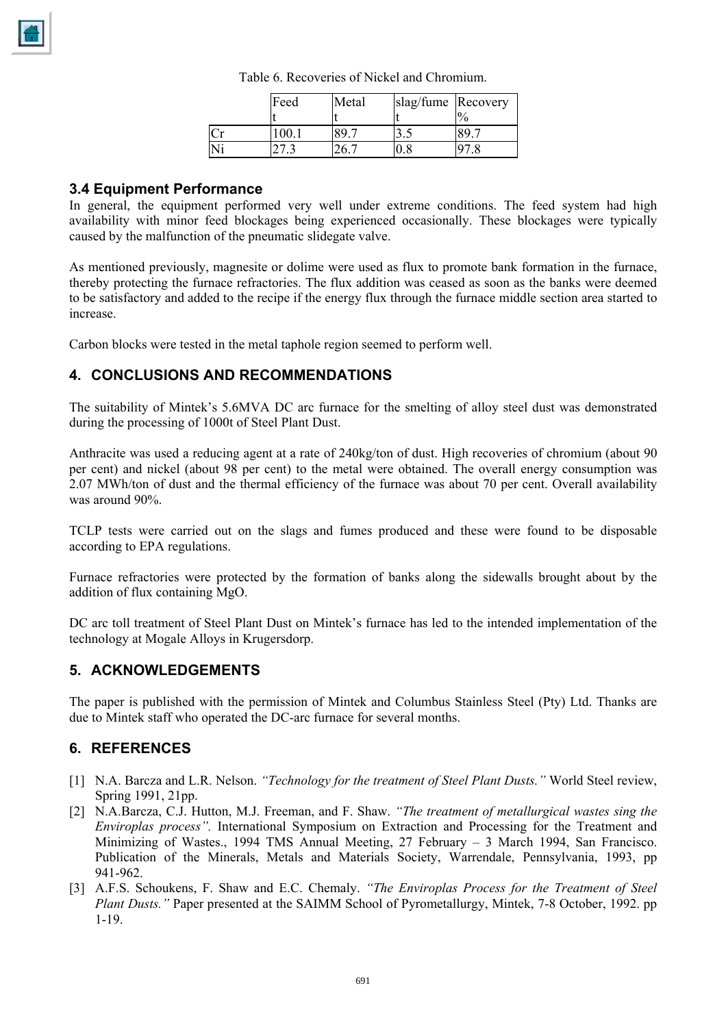Table 6. Recoveries of Nickel and Chromium.

| | Feed t | Metal t | slag/fume t | Recovery % |
|---|---|---|---|---|
| Cr | 100.1 | 89.7 | 3.5 | 89.7 |
| Ni | 27.3 | 26.7 | 0.8 | 97.8 |

### 3.4 Equipment Performance

In general, the equipment performed very well under extreme conditions. The feed system had high availability with minor feed blockages being experienced occasionally. These blockages were typically caused by the malfunction of the pneumatic slidegate valve.

As mentioned previously, magnesite or dolime were used as flux to promote bank formation in the furnace, thereby protecting the furnace refractories. The flux addition was ceased as soon as the banks were deemed to be satisfactory and added to the recipe if the energy flux through the furnace middle section area started to increase.

Carbon blocks were tested in the metal taphole region seemed to perform well.

## 4. CONCLUSIONS AND RECOMMENDATIONS

The suitability of Mintek's 5.6MVA DC arc furnace for the smelting of alloy steel dust was demonstrated during the processing of 1000t of Steel Plant Dust.

Anthracite was used a reducing agent at a rate of 240kg/ton of dust. High recoveries of chromium (about 90 per cent) and nickel (about 98 per cent) to the metal were obtained. The overall energy consumption was 2.07 MWh/ton of dust and the thermal efficiency of the furnace was about 70 per cent. Overall availability was around 90%.

TCLP tests were carried out on the slags and fumes produced and these were found to be disposable according to EPA regulations.

Furnace refractories were protected by the formation of banks along the sidewalls brought about by the addition of flux containing MgO.

DC arc toll treatment of Steel Plant Dust on Mintek's furnace has led to the intended implementation of the technology at Mogale Alloys in Krugersdorp.

## 5. ACKNOWLEDGEMENTS

The paper is published with the permission of Mintek and Columbus Stainless Steel (Pty) Ltd. Thanks are due to Mintek staff who operated the DC-arc furnace for several months.

## 6. REFERENCES

[1] N.A. Barcza and L.R. Nelson. *"Technology for the treatment of Steel Plant Dusts."* World Steel review, Spring 1991, 21pp.

[2] N.A.Barcza, C.J. Hutton, M.J. Freeman, and F. Shaw. *"The treatment of metallurgical wastes sing the Enviroplas process".* International Symposium on Extraction and Processing for the Treatment and Minimizing of Wastes., 1994 TMS Annual Meeting, 27 February – 3 March 1994, San Francisco. Publication of the Minerals, Metals and Materials Society, Warrendale, Pennsylvania, 1993, pp 941-962.

[3] A.F.S. Schoukens, F. Shaw and E.C. Chemaly. *"The Enviroplas Process for the Treatment of Steel Plant Dusts."* Paper presented at the SAIMM School of Pyrometallurgy, Mintek, 7-8 October, 1992. pp 1-19.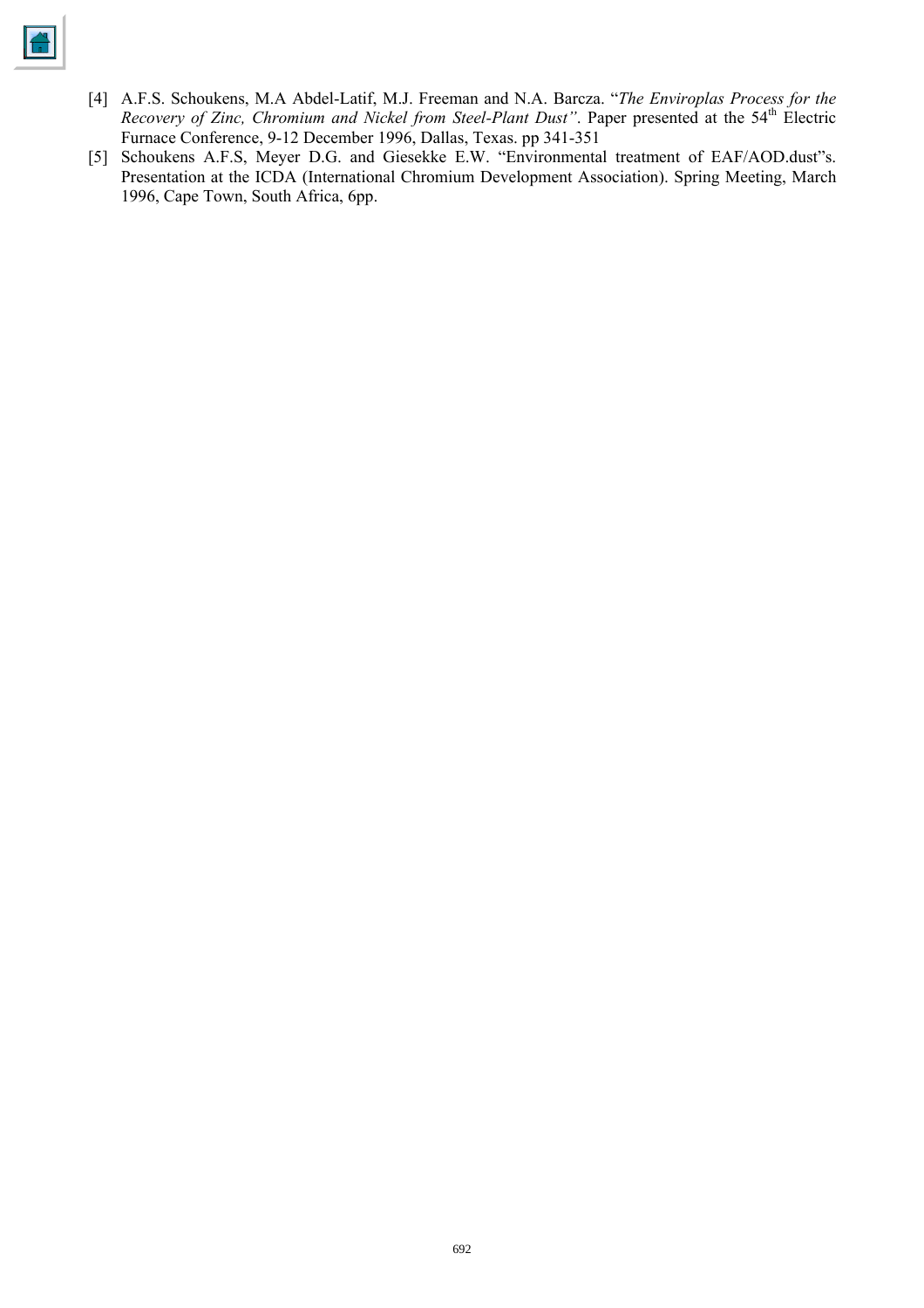[4] A.F.S. Schoukens, M.A Abdel-Latif, M.J. Freeman and N.A. Barcza. "*The Enviroplas Process for the Recovery of Zinc, Chromium and Nickel from Steel-Plant Dust"*. Paper presented at the 54$^{th}$ Electric Furnace Conference, 9-12 December 1996, Dallas, Texas. pp 341-351

[5] Schoukens A.F.S, Meyer D.G. and Giesekke E.W. "Environmental treatment of EAF/AOD.dust"s. Presentation at the ICDA (International Chromium Development Association). Spring Meeting, March 1996, Cape Town, South Africa, 6pp.